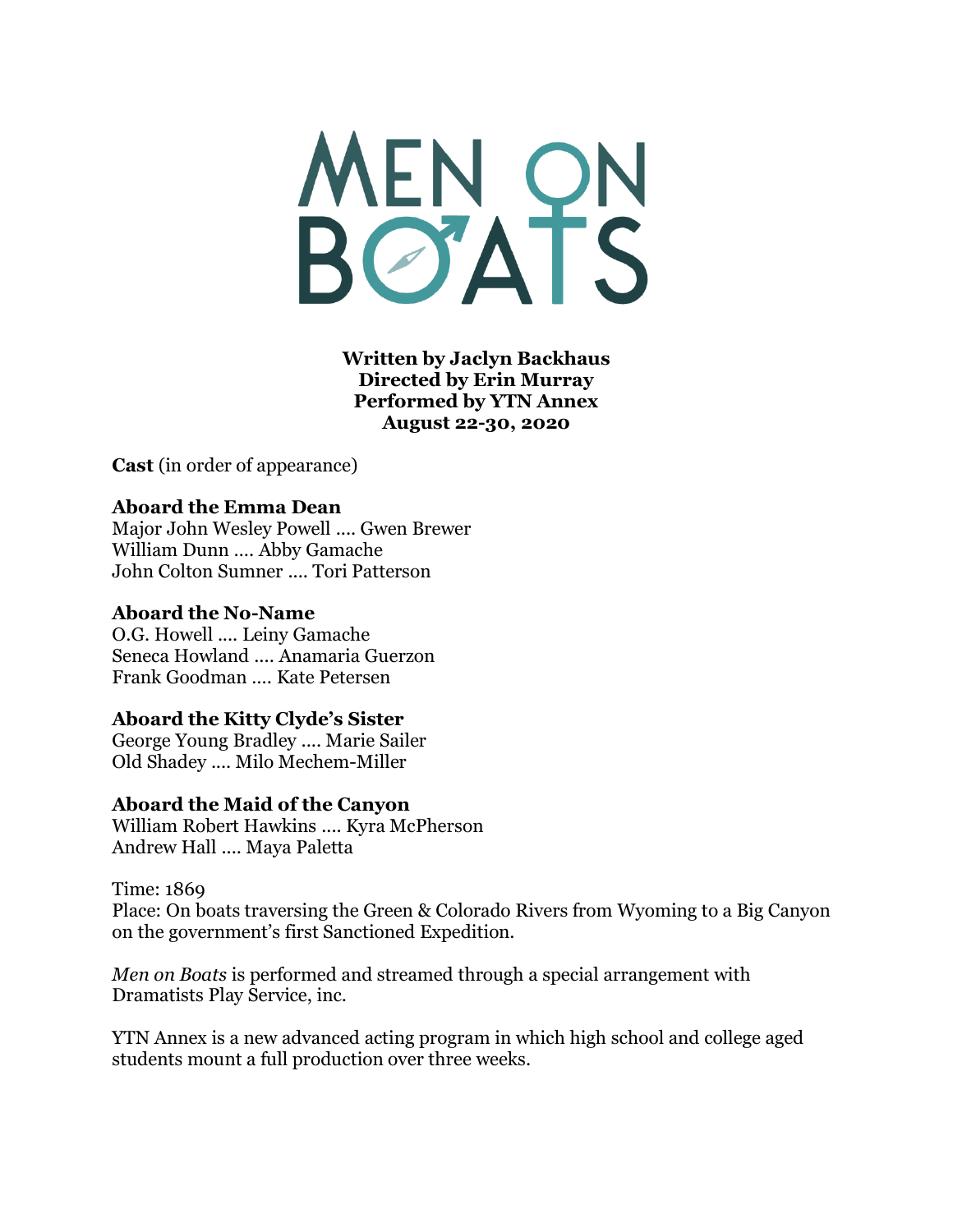# MEN ON BOATS

**Written by Jaclyn Backhaus**
**Directed by Erin Murray**
**Performed by YTN Annex**
**August 22-30, 2020**

**Cast** (in order of appearance)

**Aboard the Emma Dean**
Major John Wesley Powell .... Gwen Brewer
William Dunn .... Abby Gamache
John Colton Sumner .... Tori Patterson

**Aboard the No-Name**
O.G. Howell .... Leiny Gamache
Seneca Howland .... Anamaria Guerzon
Frank Goodman .... Kate Petersen

**Aboard the Kitty Clyde's Sister**
George Young Bradley .... Marie Sailer
Old Shadey .... Milo Mechem-Miller

**Aboard the Maid of the Canyon**
William Robert Hawkins .... Kyra McPherson
Andrew Hall .... Maya Paletta

Time: 1869
Place: On boats traversing the Green & Colorado Rivers from Wyoming to a Big Canyon on the government's first Sanctioned Expedition.

*Men on Boats* is performed and streamed through a special arrangement with Dramatists Play Service, inc.

YTN Annex is a new advanced acting program in which high school and college aged students mount a full production over three weeks.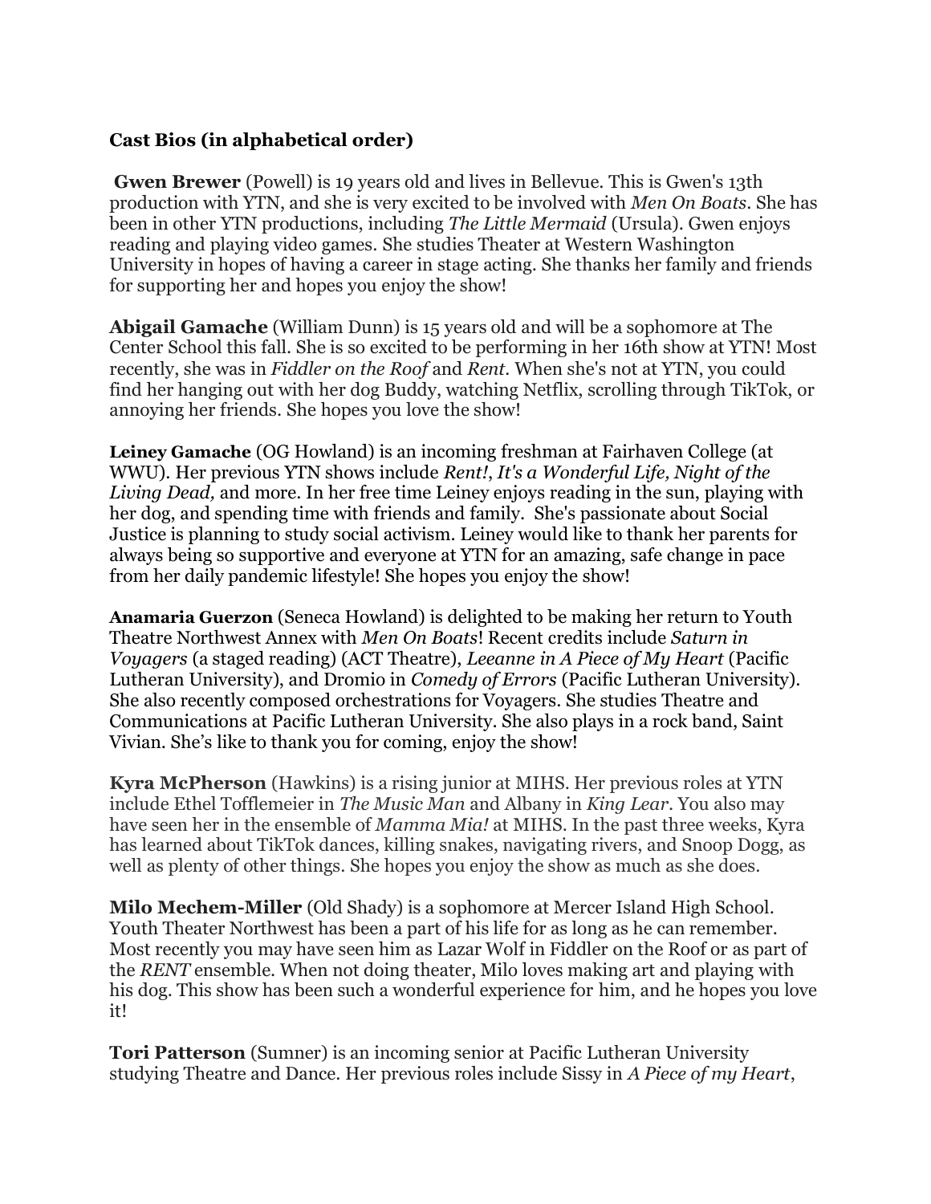**Cast Bios (in alphabetical order)**

**Gwen Brewer** (Powell) is 19 years old and lives in Bellevue. This is Gwen's 13th production with YTN, and she is very excited to be involved with *Men On Boats*. She has been in other YTN productions, including *The Little Mermaid* (Ursula). Gwen enjoys reading and playing video games. She studies Theater at Western Washington University in hopes of having a career in stage acting. She thanks her family and friends for supporting her and hopes you enjoy the show!

**Abigail Gamache** (William Dunn) is 15 years old and will be a sophomore at The Center School this fall. She is so excited to be performing in her 16th show at YTN! Most recently, she was in *Fiddler on the Roof* and *Rent*. When she's not at YTN, you could find her hanging out with her dog Buddy, watching Netflix, scrolling through TikTok, or annoying her friends. She hopes you love the show!

**Leiney Gamache** (OG Howland) is an incoming freshman at Fairhaven College (at WWU). Her previous YTN shows include *Rent!*, *It's a Wonderful Life, Night of the Living Dead,* and more. In her free time Leiney enjoys reading in the sun, playing with her dog, and spending time with friends and family. She's passionate about Social Justice is planning to study social activism. Leiney would like to thank her parents for always being so supportive and everyone at YTN for an amazing, safe change in pace from her daily pandemic lifestyle! She hopes you enjoy the show!

**Anamaria Guerzon** (Seneca Howland) is delighted to be making her return to Youth Theatre Northwest Annex with *Men On Boats*! Recent credits include *Saturn in Voyagers* (a staged reading) (ACT Theatre), *Leeanne in A Piece of My Heart* (Pacific Lutheran University), and Dromio in *Comedy of Errors* (Pacific Lutheran University). She also recently composed orchestrations for Voyagers. She studies Theatre and Communications at Pacific Lutheran University. She also plays in a rock band, Saint Vivian. She's like to thank you for coming, enjoy the show!

**Kyra McPherson** (Hawkins) is a rising junior at MIHS. Her previous roles at YTN include Ethel Tofflemeier in *The Music Man* and Albany in *King Lear*. You also may have seen her in the ensemble of *Mamma Mia!* at MIHS. In the past three weeks, Kyra has learned about TikTok dances, killing snakes, navigating rivers, and Snoop Dogg, as well as plenty of other things. She hopes you enjoy the show as much as she does.

**Milo Mechem-Miller** (Old Shady) is a sophomore at Mercer Island High School. Youth Theater Northwest has been a part of his life for as long as he can remember. Most recently you may have seen him as Lazar Wolf in Fiddler on the Roof or as part of the *RENT* ensemble. When not doing theater, Milo loves making art and playing with his dog. This show has been such a wonderful experience for him, and he hopes you love it!

**Tori Patterson** (Sumner) is an incoming senior at Pacific Lutheran University studying Theatre and Dance. Her previous roles include Sissy in *A Piece of my Heart*,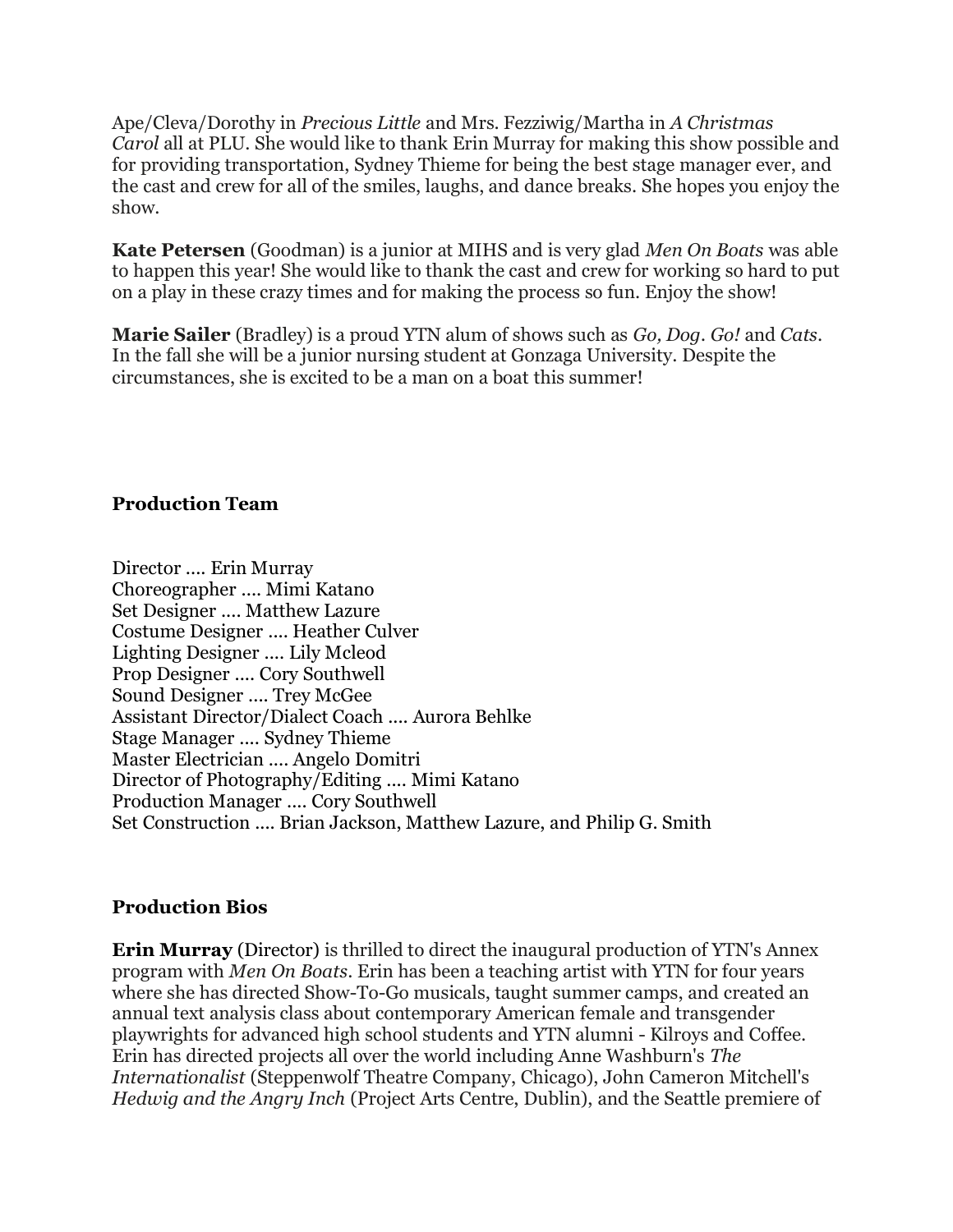Ape/Cleva/Dorothy in *Precious Little* and Mrs. Fezziwig/Martha in *A Christmas Carol* all at PLU. She would like to thank Erin Murray for making this show possible and for providing transportation, Sydney Thieme for being the best stage manager ever, and the cast and crew for all of the smiles, laughs, and dance breaks. She hopes you enjoy the show.

**Kate Petersen** (Goodman) is a junior at MIHS and is very glad *Men On Boats* was able to happen this year! She would like to thank the cast and crew for working so hard to put on a play in these crazy times and for making the process so fun. Enjoy the show!

**Marie Sailer** (Bradley) is a proud YTN alum of shows such as *Go, Dog. Go!* and *Cats*. In the fall she will be a junior nursing student at Gonzaga University. Despite the circumstances, she is excited to be a man on a boat this summer!

**Production Team**

Director .... Erin Murray
Choreographer .... Mimi Katano
Set Designer .... Matthew Lazure
Costume Designer .... Heather Culver
Lighting Designer .... Lily Mcleod
Prop Designer .... Cory Southwell
Sound Designer .... Trey McGee
Assistant Director/Dialect Coach .... Aurora Behlke
Stage Manager .... Sydney Thieme
Master Electrician .... Angelo Domitri
Director of Photography/Editing .... Mimi Katano
Production Manager .... Cory Southwell
Set Construction .... Brian Jackson, Matthew Lazure, and Philip G. Smith

**Production Bios**

**Erin Murray** (Director) is thrilled to direct the inaugural production of YTN's Annex program with *Men On Boats*. Erin has been a teaching artist with YTN for four years where she has directed Show-To-Go musicals, taught summer camps, and created an annual text analysis class about contemporary American female and transgender playwrights for advanced high school students and YTN alumni - Kilroys and Coffee. Erin has directed projects all over the world including Anne Washburn's *The Internationalist* (Steppenwolf Theatre Company, Chicago), John Cameron Mitchell's *Hedwig and the Angry Inch* (Project Arts Centre, Dublin), and the Seattle premiere of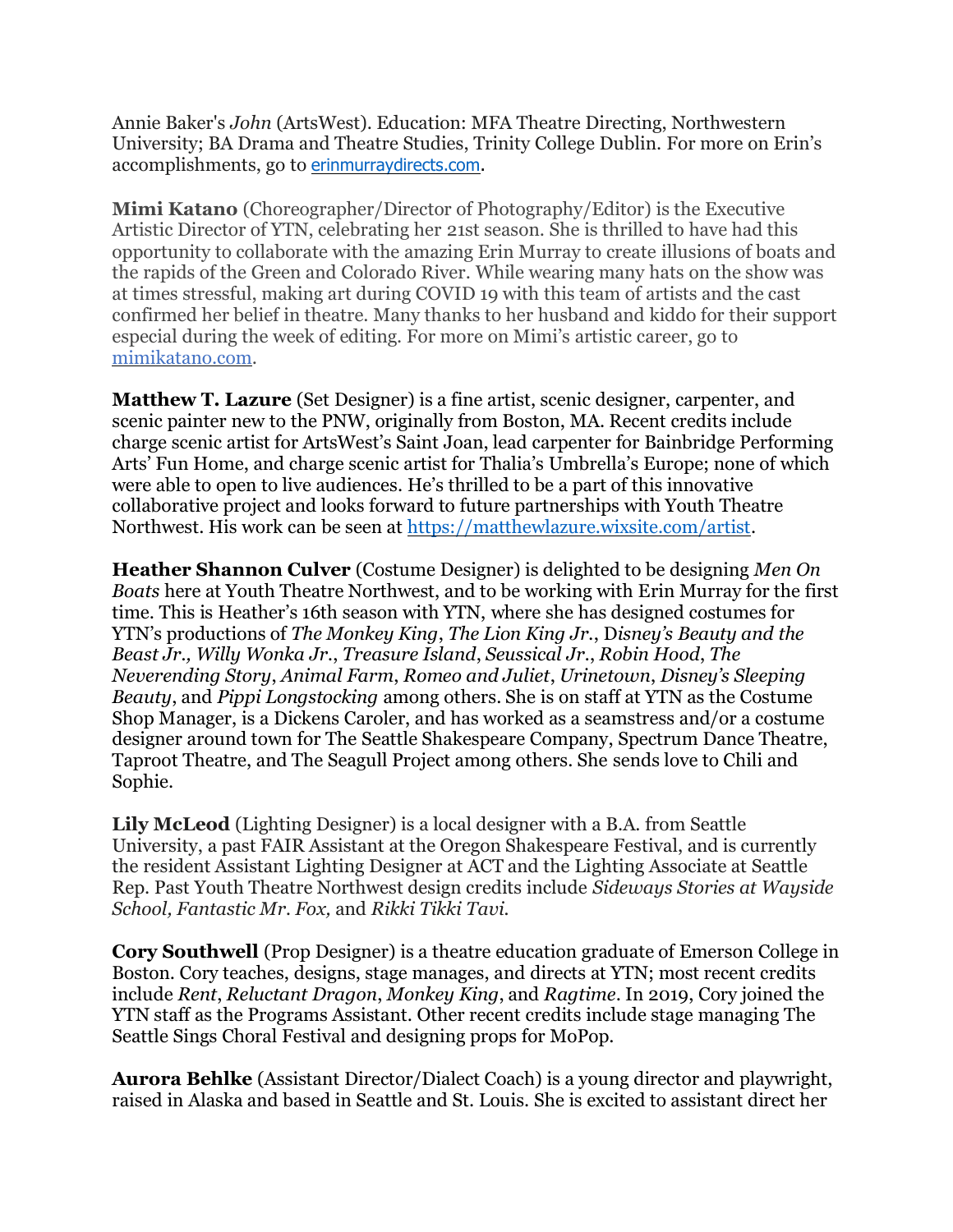Annie Baker's *John* (ArtsWest). Education: MFA Theatre Directing, Northwestern University; BA Drama and Theatre Studies, Trinity College Dublin. For more on Erin's accomplishments, go to erinmurraydirects.com.

**Mimi Katano** (Choreographer/Director of Photography/Editor) is the Executive Artistic Director of YTN, celebrating her 21st season. She is thrilled to have had this opportunity to collaborate with the amazing Erin Murray to create illusions of boats and the rapids of the Green and Colorado River. While wearing many hats on the show was at times stressful, making art during COVID 19 with this team of artists and the cast confirmed her belief in theatre. Many thanks to her husband and kiddo for their support especial during the week of editing. For more on Mimi's artistic career, go to mimikatano.com.

**Matthew T. Lazure** (Set Designer) is a fine artist, scenic designer, carpenter, and scenic painter new to the PNW, originally from Boston, MA. Recent credits include charge scenic artist for ArtsWest's Saint Joan, lead carpenter for Bainbridge Performing Arts' Fun Home, and charge scenic artist for Thalia's Umbrella's Europe; none of which were able to open to live audiences. He's thrilled to be a part of this innovative collaborative project and looks forward to future partnerships with Youth Theatre Northwest. His work can be seen at https://matthewlazure.wixsite.com/artist.

**Heather Shannon Culver** (Costume Designer) is delighted to be designing *Men On Boats* here at Youth Theatre Northwest, and to be working with Erin Murray for the first time. This is Heather's 16th season with YTN, where she has designed costumes for YTN's productions of *The Monkey King*, *The Lion King Jr.*, *Disney's Beauty and the Beast Jr., Willy Wonka Jr.*, *Treasure Island*, *Seussical Jr.*, *Robin Hood*, *The Neverending Story*, *Animal Farm*, *Romeo and Juliet*, *Urinetown*, *Disney's Sleeping Beauty*, and *Pippi Longstocking* among others. She is on staff at YTN as the Costume Shop Manager, is a Dickens Caroler, and has worked as a seamstress and/or a costume designer around town for The Seattle Shakespeare Company, Spectrum Dance Theatre, Taproot Theatre, and The Seagull Project among others. She sends love to Chili and Sophie.

**Lily McLeod** (Lighting Designer) is a local designer with a B.A. from Seattle University, a past FAIR Assistant at the Oregon Shakespeare Festival, and is currently the resident Assistant Lighting Designer at ACT and the Lighting Associate at Seattle Rep. Past Youth Theatre Northwest design credits include *Sideways Stories at Wayside School, Fantastic Mr. Fox,* and *Rikki Tikki Tavi.*

**Cory Southwell** (Prop Designer) is a theatre education graduate of Emerson College in Boston. Cory teaches, designs, stage manages, and directs at YTN; most recent credits include *Rent*, *Reluctant Dragon*, *Monkey King*, and *Ragtime*. In 2019, Cory joined the YTN staff as the Programs Assistant. Other recent credits include stage managing The Seattle Sings Choral Festival and designing props for MoPop.

**Aurora Behlke** (Assistant Director/Dialect Coach) is a young director and playwright, raised in Alaska and based in Seattle and St. Louis. She is excited to assistant direct her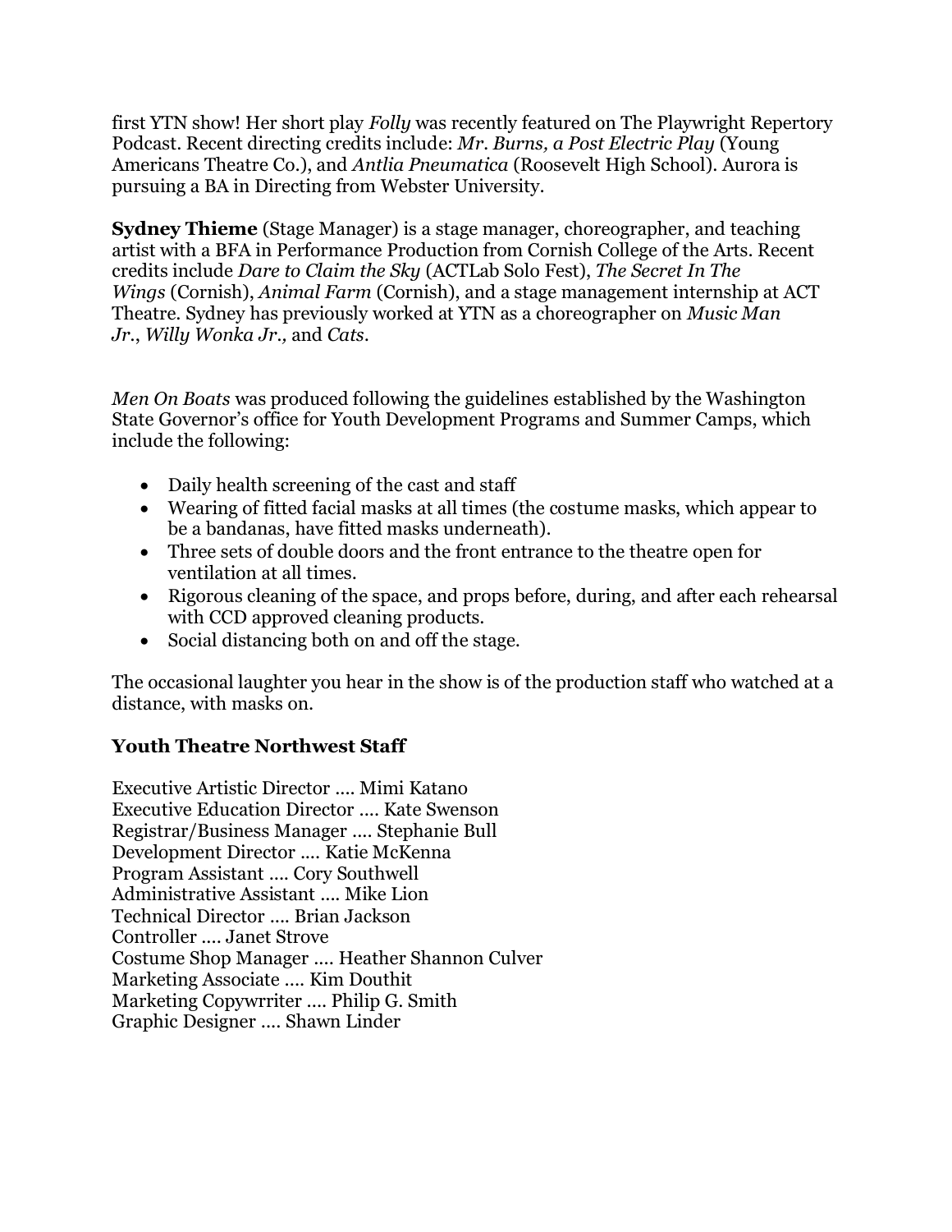first YTN show! Her short play *Folly* was recently featured on The Playwright Repertory Podcast. Recent directing credits include: *Mr. Burns, a Post Electric Play* (Young Americans Theatre Co.), and *Antlia Pneumatica* (Roosevelt High School). Aurora is pursuing a BA in Directing from Webster University.

**Sydney Thieme** (Stage Manager) is a stage manager, choreographer, and teaching artist with a BFA in Performance Production from Cornish College of the Arts. Recent credits include *Dare to Claim the Sky* (ACTLab Solo Fest), *The Secret In The Wings* (Cornish), *Animal Farm* (Cornish), and a stage management internship at ACT Theatre. Sydney has previously worked at YTN as a choreographer on *Music Man Jr.*, *Willy Wonka Jr.,* and *Cats*.

*Men On Boats* was produced following the guidelines established by the Washington State Governor's office for Youth Development Programs and Summer Camps, which include the following:

- Daily health screening of the cast and staff
- Wearing of fitted facial masks at all times (the costume masks, which appear to be a bandanas, have fitted masks underneath).
- Three sets of double doors and the front entrance to the theatre open for ventilation at all times.
- Rigorous cleaning of the space, and props before, during, and after each rehearsal with CCD approved cleaning products.
- Social distancing both on and off the stage.

The occasional laughter you hear in the show is of the production staff who watched at a distance, with masks on.

### Youth Theatre Northwest Staff

Executive Artistic Director …. Mimi Katano
Executive Education Director …. Kate Swenson
Registrar/Business Manager …. Stephanie Bull
Development Director …. Katie McKenna
Program Assistant …. Cory Southwell
Administrative Assistant …. Mike Lion
Technical Director …. Brian Jackson
Controller …. Janet Strove
Costume Shop Manager …. Heather Shannon Culver
Marketing Associate …. Kim Douthit
Marketing Copywrriter …. Philip G. Smith
Graphic Designer …. Shawn Linder